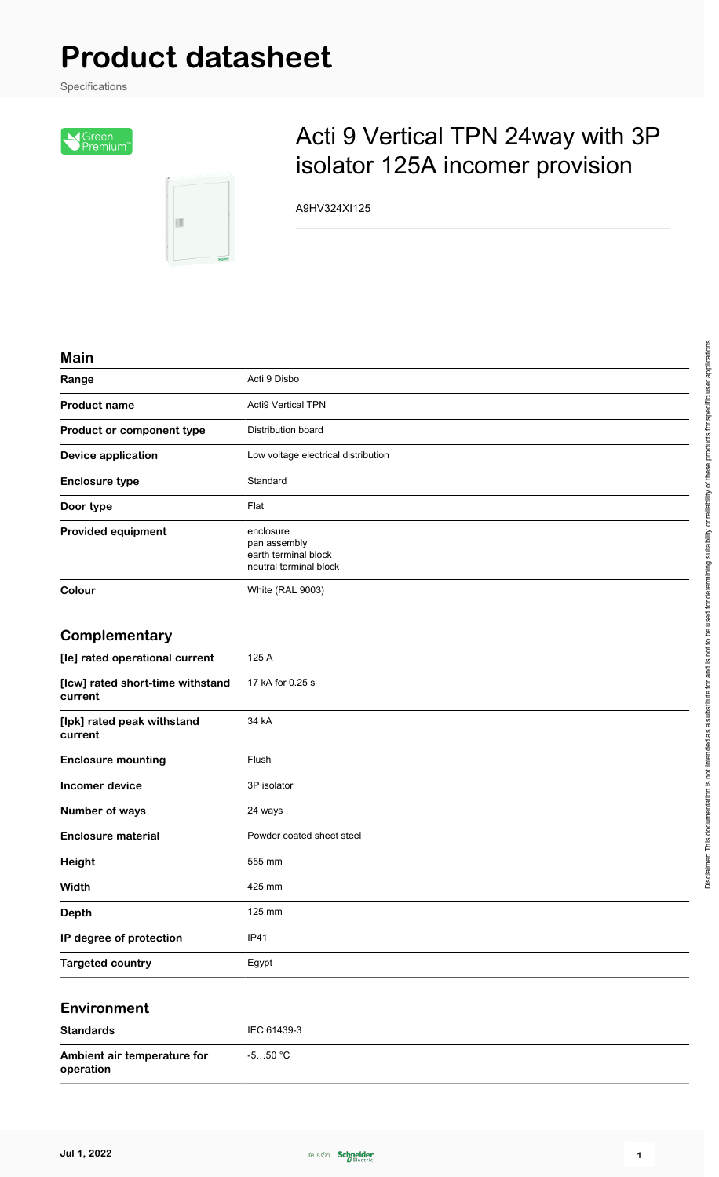# Product datasheet

Specifications

Green Premium™

## Acti 9 Vertical TPN 24way with 3P isolator 125A incomer provision

A9HV324XI125

### Main

| | |
|---|---|
| **Range** | Acti 9 Disbo |
| **Product name** | Acti9 Vertical TPN |
| **Product or component type** | Distribution board |
| **Device application** | Low voltage electrical distribution |
| **Enclosure type** | Standard |
| **Door type** | Flat |
| **Provided equipment** | enclosure<br>pan assembly<br>earth terminal block<br>neutral terminal block |
| **Colour** | White (RAL 9003) |

### Complementary

| | |
|---|---|
| **[Ie] rated operational current** | 125 A |
| **[Icw] rated short-time withstand current** | 17 kA for 0.25 s |
| **[Ipk] rated peak withstand current** | 34 kA |
| **Enclosure mounting** | Flush |
| **Incomer device** | 3P isolator |
| **Number of ways** | 24 ways |
| **Enclosure material** | Powder coated sheet steel |
| **Height** | 555 mm |
| **Width** | 425 mm |
| **Depth** | 125 mm |
| **IP degree of protection** | IP41 |
| **Targeted country** | Egypt |

### Environment

| | |
|---|---|
| **Standards** | IEC 61439-3 |
| **Ambient air temperature for operation** | -5…50 °C |

Disclaimer: This documentation is not intended as a substitute for and is not to be used for determining suitability or reliability of these products for specific user applications

Jul 1, 2022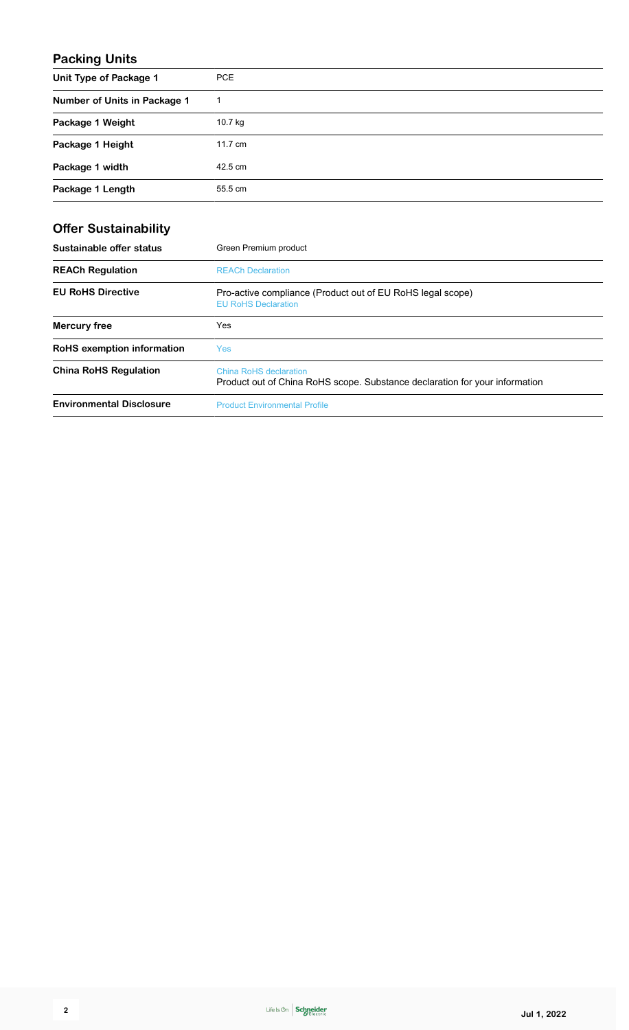## Packing Units

| | |
|---|---|
| **Unit Type of Package 1** | PCE |
| **Number of Units in Package 1** | 1 |
| **Package 1 Weight** | 10.7 kg |
| **Package 1 Height** | 11.7 cm |
| **Package 1 width** | 42.5 cm |
| **Package 1 Length** | 55.5 cm |

## Offer Sustainability

| | |
|---|---|
| **Sustainable offer status** | Green Premium product |
| **REACh Regulation** | REACh Declaration |
| **EU RoHS Directive** | Pro-active compliance (Product out of EU RoHS legal scope)<br>EU RoHS Declaration |
| **Mercury free** | Yes |
| **RoHS exemption information** | Yes |
| **China RoHS Regulation** | China RoHS declaration<br>Product out of China RoHS scope. Substance declaration for your information |
| **Environmental Disclosure** | Product Environmental Profile |